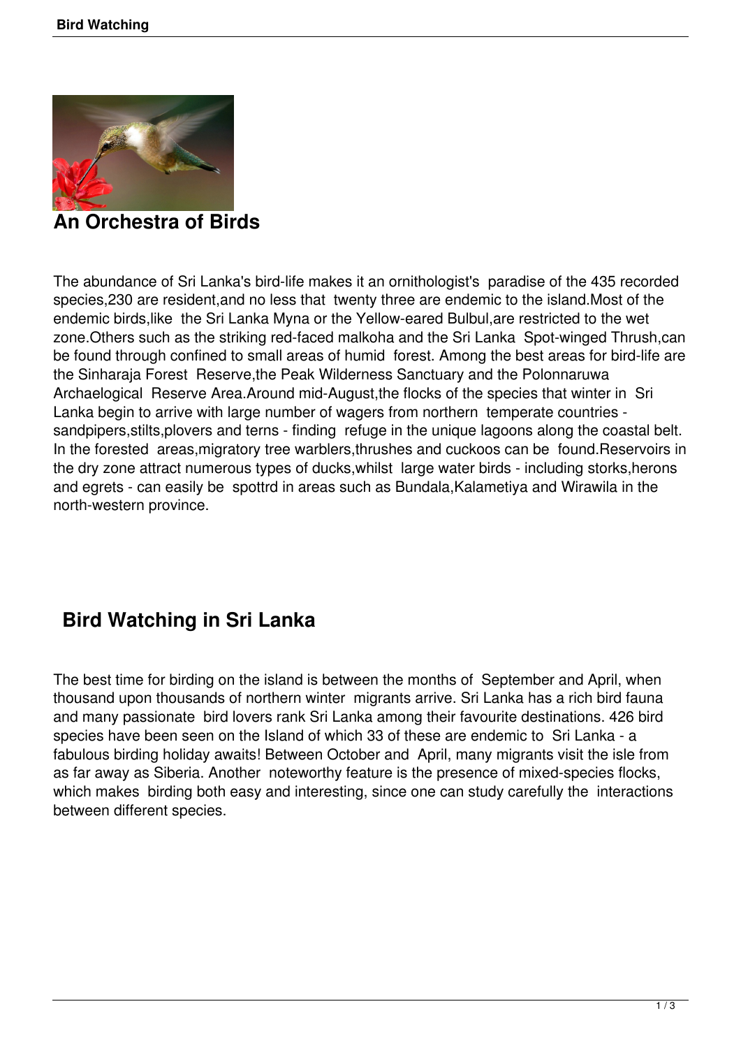## An Orchestra of Birds

The abundance of Sri Lanka's bird-life makes it an ornithologist's paradise of the 435 recorded species,230 are resident,and no less that twenty three are endemic to the island.Most of the endemic birds,like the Sri Lanka Myna or the Yellow-eared Bulbul,are restricted to the wet zone.Others such as the striking red-faced malkoha and the Sri Lanka Spot-winged Thrush,can be found through confined to small areas of humid forest. Among the best areas for bird-life are the Sinharaja Forest Reserve,the Peak Wilderness Sanctuary and the Polonnaruwa Archaelogical Reserve Area.Around mid-August,the flocks of the species that winter in Sri Lanka begin to arrive with large number of wagers from northern temperate countries - sandpipers,stilts,plovers and terns - finding refuge in the unique lagoons along the coastal belt. In the forested areas,migratory tree warblers,thrushes and cuckoos can be found.Reservoirs in the dry zone attract numerous types of ducks,whilst large water birds - including storks,herons and egrets - can easily be spottrd in areas such as Bundala,Kalametiya and Wirawila in the north-western province.

## Bird Watching in Sri Lanka

The best time for birding on the island is between the months of September and April, when thousand upon thousands of northern winter migrants arrive. Sri Lanka has a rich bird fauna and many passionate bird lovers rank Sri Lanka among their favourite destinations. 426 bird species have been seen on the Island of which 33 of these are endemic to Sri Lanka - a fabulous birding holiday awaits! Between October and April, many migrants visit the isle from as far away as Siberia. Another noteworthy feature is the presence of mixed-species flocks, which makes birding both easy and interesting, since one can study carefully the interactions between different species.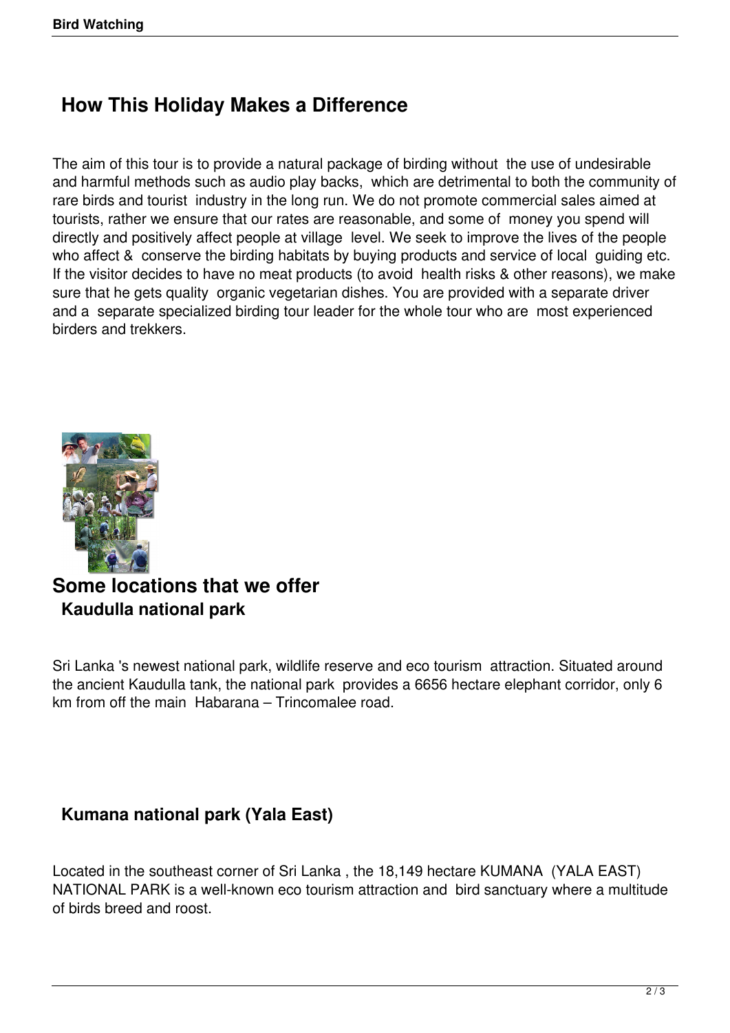## How This Holiday Makes a Difference

The aim of this tour is to provide a natural package of birding without the use of undesirable and harmful methods such as audio play backs, which are detrimental to both the community of rare birds and tourist industry in the long run. We do not promote commercial sales aimed at tourists, rather we ensure that our rates are reasonable, and some of money you spend will directly and positively affect people at village level. We seek to improve the lives of the people who affect & conserve the birding habitats by buying products and service of local guiding etc. If the visitor decides to have no meat products (to avoid health risks & other reasons), we make sure that he gets quality organic vegetarian dishes. You are provided with a separate driver and a separate specialized birding tour leader for the whole tour who are most experienced birders and trekkers.

## Some locations that we offer

### Kaudulla national park

Sri Lanka 's newest national park, wildlife reserve and eco tourism attraction. Situated around the ancient Kaudulla tank, the national park provides a 6656 hectare elephant corridor, only 6 km from off the main Habarana – Trincomalee road.

### Kumana national park (Yala East)

Located in the southeast corner of Sri Lanka , the 18,149 hectare KUMANA (YALA EAST) NATIONAL PARK is a well-known eco tourism attraction and bird sanctuary where a multitude of birds breed and roost.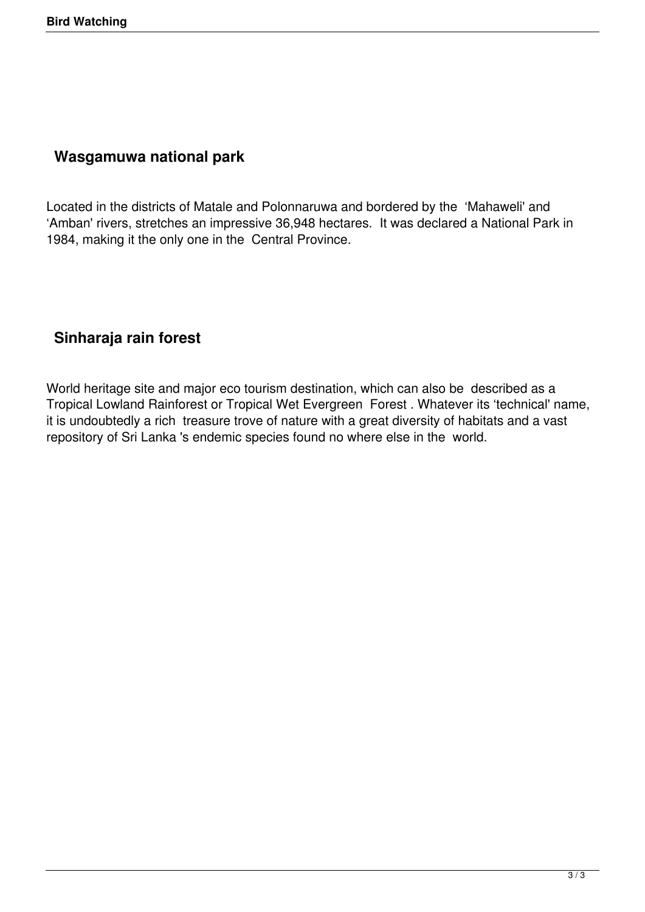## Wasgamuwa national park

Located in the districts of Matale and Polonnaruwa and bordered by the 'Mahaweli' and 'Amban' rivers, stretches an impressive 36,948 hectares. It was declared a National Park in 1984, making it the only one in the Central Province.

## Sinharaja rain forest

World heritage site and major eco tourism destination, which can also be described as a Tropical Lowland Rainforest or Tropical Wet Evergreen Forest . Whatever its 'technical' name, it is undoubtedly a rich treasure trove of nature with a great diversity of habitats and a vast repository of Sri Lanka 's endemic species found no where else in the world.